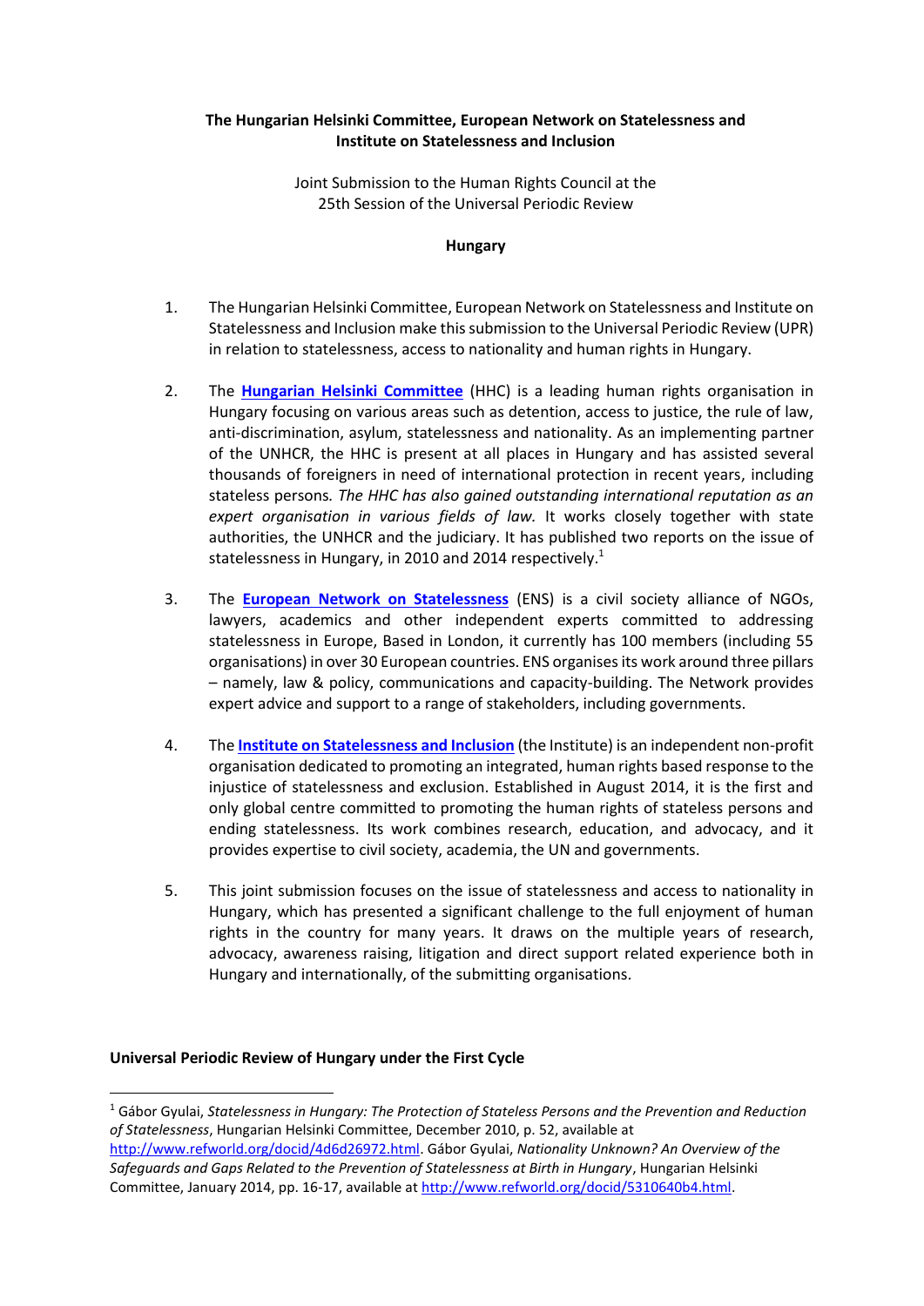**The Hungarian Helsinki Committee, European Network on Statelessness and Institute on Statelessness and Inclusion**

Joint Submission to the Human Rights Council at the 25th Session of the Universal Periodic Review

**Hungary**

1. The Hungarian Helsinki Committee, European Network on Statelessness and Institute on Statelessness and Inclusion make this submission to the Universal Periodic Review (UPR) in relation to statelessness, access to nationality and human rights in Hungary.

2. The **Hungarian Helsinki Committee** (HHC) is a leading human rights organisation in Hungary focusing on various areas such as detention, access to justice, the rule of law, anti-discrimination, asylum, statelessness and nationality. As an implementing partner of the UNHCR, the HHC is present at all places in Hungary and has assisted several thousands of foreigners in need of international protection in recent years, including stateless persons. *The HHC has also gained outstanding international reputation as an expert organisation in various fields of law.* It works closely together with state authorities, the UNHCR and the judiciary. It has published two reports on the issue of statelessness in Hungary, in 2010 and 2014 respectively.[1]

3. The **European Network on Statelessness** (ENS) is a civil society alliance of NGOs, lawyers, academics and other independent experts committed to addressing statelessness in Europe, Based in London, it currently has 100 members (including 55 organisations) in over 30 European countries. ENS organises its work around three pillars – namely, law & policy, communications and capacity-building. The Network provides expert advice and support to a range of stakeholders, including governments.

4. The **Institute on Statelessness and Inclusion** (the Institute) is an independent non-profit organisation dedicated to promoting an integrated, human rights based response to the injustice of statelessness and exclusion. Established in August 2014, it is the first and only global centre committed to promoting the human rights of stateless persons and ending statelessness. Its work combines research, education, and advocacy, and it provides expertise to civil society, academia, the UN and governments.

5. This joint submission focuses on the issue of statelessness and access to nationality in Hungary, which has presented a significant challenge to the full enjoyment of human rights in the country for many years. It draws on the multiple years of research, advocacy, awareness raising, litigation and direct support related experience both in Hungary and internationally, of the submitting organisations.

**Universal Periodic Review of Hungary under the First Cycle**

[1] Gábor Gyulai, *Statelessness in Hungary: The Protection of Stateless Persons and the Prevention and Reduction of Statelessness*, Hungarian Helsinki Committee, December 2010, p. 52, available at http://www.refworld.org/docid/4d6d26972.html. Gábor Gyulai, *Nationality Unknown? An Overview of the Safeguards and Gaps Related to the Prevention of Statelessness at Birth in Hungary*, Hungarian Helsinki Committee, January 2014, pp. 16-17, available at http://www.refworld.org/docid/5310640b4.html.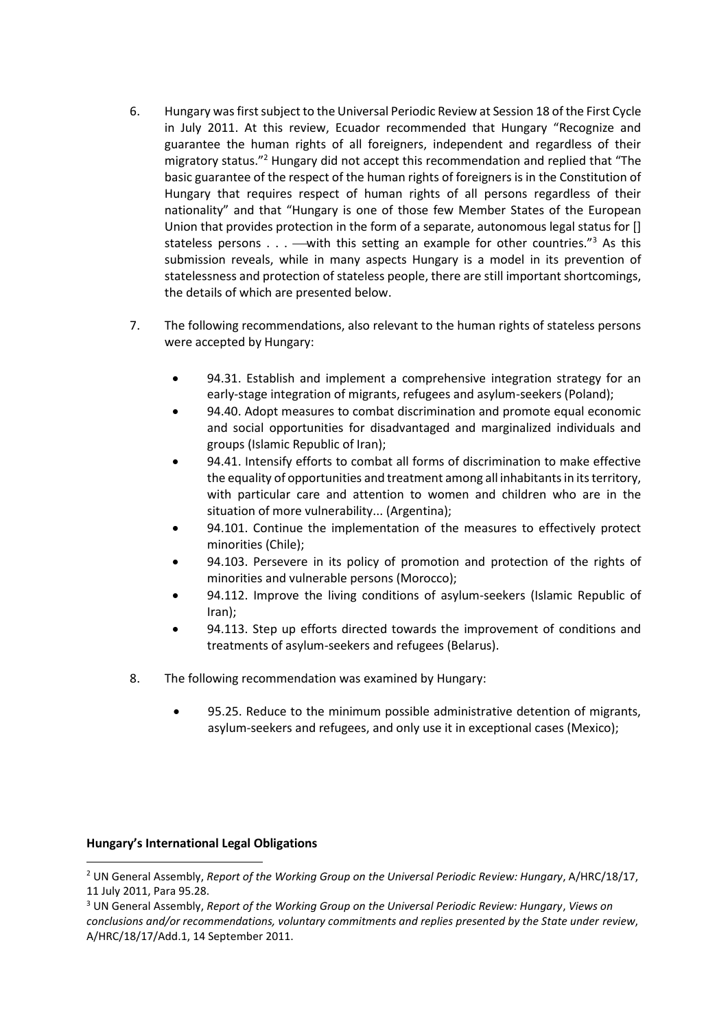6. Hungary was first subject to the Universal Periodic Review at Session 18 of the First Cycle in July 2011. At this review, Ecuador recommended that Hungary "Recognize and guarantee the human rights of all foreigners, independent and regardless of their migratory status."[2] Hungary did not accept this recommendation and replied that "The basic guarantee of the respect of the human rights of foreigners is in the Constitution of Hungary that requires respect of human rights of all persons regardless of their nationality" and that "Hungary is one of those few Member States of the European Union that provides protection in the form of a separate, autonomous legal status for [] stateless persons . . . —with this setting an example for other countries."[3] As this submission reveals, while in many aspects Hungary is a model in its prevention of statelessness and protection of stateless people, there are still important shortcomings, the details of which are presented below.

7. The following recommendations, also relevant to the human rights of stateless persons were accepted by Hungary:

   - 94.31. Establish and implement a comprehensive integration strategy for an early-stage integration of migrants, refugees and asylum-seekers (Poland);
   - 94.40. Adopt measures to combat discrimination and promote equal economic and social opportunities for disadvantaged and marginalized individuals and groups (Islamic Republic of Iran);
   - 94.41. Intensify efforts to combat all forms of discrimination to make effective the equality of opportunities and treatment among all inhabitants in its territory, with particular care and attention to women and children who are in the situation of more vulnerability... (Argentina);
   - 94.101. Continue the implementation of the measures to effectively protect minorities (Chile);
   - 94.103. Persevere in its policy of promotion and protection of the rights of minorities and vulnerable persons (Morocco);
   - 94.112. Improve the living conditions of asylum-seekers (Islamic Republic of Iran);
   - 94.113. Step up efforts directed towards the improvement of conditions and treatments of asylum-seekers and refugees (Belarus).

8. The following recommendation was examined by Hungary:

   - 95.25. Reduce to the minimum possible administrative detention of migrants, asylum-seekers and refugees, and only use it in exceptional cases (Mexico);

**Hungary's International Legal Obligations**

[2] UN General Assembly, *Report of the Working Group on the Universal Periodic Review: Hungary*, A/HRC/18/17, 11 July 2011, Para 95.28.

[3] UN General Assembly, *Report of the Working Group on the Universal Periodic Review: Hungary*, *Views on conclusions and/or recommendations, voluntary commitments and replies presented by the State under review*, A/HRC/18/17/Add.1, 14 September 2011.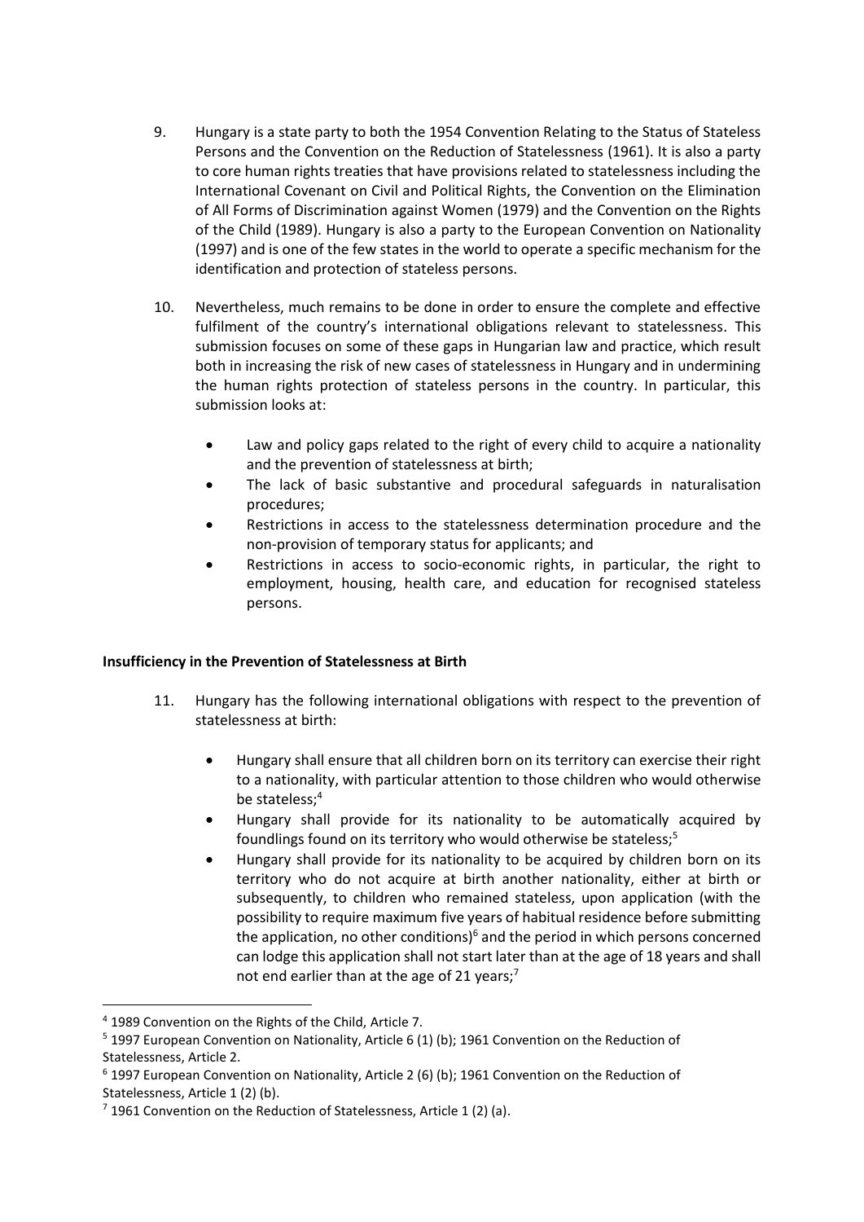9. Hungary is a state party to both the 1954 Convention Relating to the Status of Stateless Persons and the Convention on the Reduction of Statelessness (1961). It is also a party to core human rights treaties that have provisions related to statelessness including the International Covenant on Civil and Political Rights, the Convention on the Elimination of All Forms of Discrimination against Women (1979) and the Convention on the Rights of the Child (1989). Hungary is also a party to the European Convention on Nationality (1997) and is one of the few states in the world to operate a specific mechanism for the identification and protection of stateless persons.

10. Nevertheless, much remains to be done in order to ensure the complete and effective fulfilment of the country's international obligations relevant to statelessness. This submission focuses on some of these gaps in Hungarian law and practice, which result both in increasing the risk of new cases of statelessness in Hungary and in undermining the human rights protection of stateless persons in the country. In particular, this submission looks at:

    - Law and policy gaps related to the right of every child to acquire a nationality and the prevention of statelessness at birth;
    - The lack of basic substantive and procedural safeguards in naturalisation procedures;
    - Restrictions in access to the statelessness determination procedure and the non-provision of temporary status for applicants; and
    - Restrictions in access to socio-economic rights, in particular, the right to employment, housing, health care, and education for recognised stateless persons.

**Insufficiency in the Prevention of Statelessness at Birth**

11. Hungary has the following international obligations with respect to the prevention of statelessness at birth:

    - Hungary shall ensure that all children born on its territory can exercise their right to a nationality, with particular attention to those children who would otherwise be stateless;[4]
    - Hungary shall provide for its nationality to be automatically acquired by foundlings found on its territory who would otherwise be stateless;[5]
    - Hungary shall provide for its nationality to be acquired by children born on its territory who do not acquire at birth another nationality, either at birth or subsequently, to children who remained stateless, upon application (with the possibility to require maximum five years of habitual residence before submitting the application, no other conditions)[6] and the period in which persons concerned can lodge this application shall not start later than at the age of 18 years and shall not end earlier than at the age of 21 years;[7]

---

[4] 1989 Convention on the Rights of the Child, Article 7.

[5] 1997 European Convention on Nationality, Article 6 (1) (b); 1961 Convention on the Reduction of Statelessness, Article 2.

[6] 1997 European Convention on Nationality, Article 2 (6) (b); 1961 Convention on the Reduction of Statelessness, Article 1 (2) (b).

[7] 1961 Convention on the Reduction of Statelessness, Article 1 (2) (a).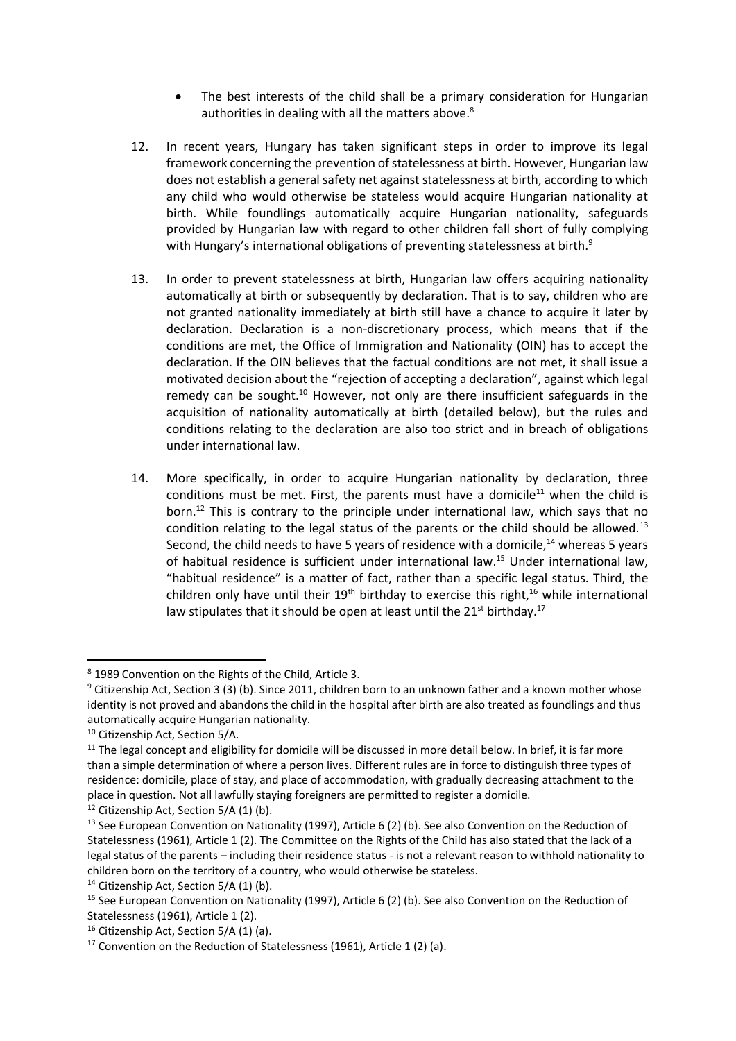- The best interests of the child shall be a primary consideration for Hungarian authorities in dealing with all the matters above.[8]

12. In recent years, Hungary has taken significant steps in order to improve its legal framework concerning the prevention of statelessness at birth. However, Hungarian law does not establish a general safety net against statelessness at birth, according to which any child who would otherwise be stateless would acquire Hungarian nationality at birth. While foundlings automatically acquire Hungarian nationality, safeguards provided by Hungarian law with regard to other children fall short of fully complying with Hungary's international obligations of preventing statelessness at birth.[9]

13. In order to prevent statelessness at birth, Hungarian law offers acquiring nationality automatically at birth or subsequently by declaration. That is to say, children who are not granted nationality immediately at birth still have a chance to acquire it later by declaration. Declaration is a non-discretionary process, which means that if the conditions are met, the Office of Immigration and Nationality (OIN) has to accept the declaration. If the OIN believes that the factual conditions are not met, it shall issue a motivated decision about the "rejection of accepting a declaration", against which legal remedy can be sought.[10] However, not only are there insufficient safeguards in the acquisition of nationality automatically at birth (detailed below), but the rules and conditions relating to the declaration are also too strict and in breach of obligations under international law.

14. More specifically, in order to acquire Hungarian nationality by declaration, three conditions must be met. First, the parents must have a domicile[11] when the child is born.[12] This is contrary to the principle under international law, which says that no condition relating to the legal status of the parents or the child should be allowed.[13] Second, the child needs to have 5 years of residence with a domicile,[14] whereas 5 years of habitual residence is sufficient under international law.[15] Under international law, "habitual residence" is a matter of fact, rather than a specific legal status. Third, the children only have until their 19th birthday to exercise this right,[16] while international law stipulates that it should be open at least until the 21st birthday.[17]

---

[8] 1989 Convention on the Rights of the Child, Article 3.

[9] Citizenship Act, Section 3 (3) (b). Since 2011, children born to an unknown father and a known mother whose identity is not proved and abandons the child in the hospital after birth are also treated as foundlings and thus automatically acquire Hungarian nationality.

[10] Citizenship Act, Section 5/A.

[11] The legal concept and eligibility for domicile will be discussed in more detail below. In brief, it is far more than a simple determination of where a person lives. Different rules are in force to distinguish three types of residence: domicile, place of stay, and place of accommodation, with gradually decreasing attachment to the place in question. Not all lawfully staying foreigners are permitted to register a domicile.

[12] Citizenship Act, Section 5/A (1) (b).

[13] See European Convention on Nationality (1997), Article 6 (2) (b). See also Convention on the Reduction of Statelessness (1961), Article 1 (2). The Committee on the Rights of the Child has also stated that the lack of a legal status of the parents – including their residence status - is not a relevant reason to withhold nationality to children born on the territory of a country, who would otherwise be stateless.

[14] Citizenship Act, Section 5/A (1) (b).

[15] See European Convention on Nationality (1997), Article 6 (2) (b). See also Convention on the Reduction of Statelessness (1961), Article 1 (2).

[16] Citizenship Act, Section 5/A (1) (a).

[17] Convention on the Reduction of Statelessness (1961), Article 1 (2) (a).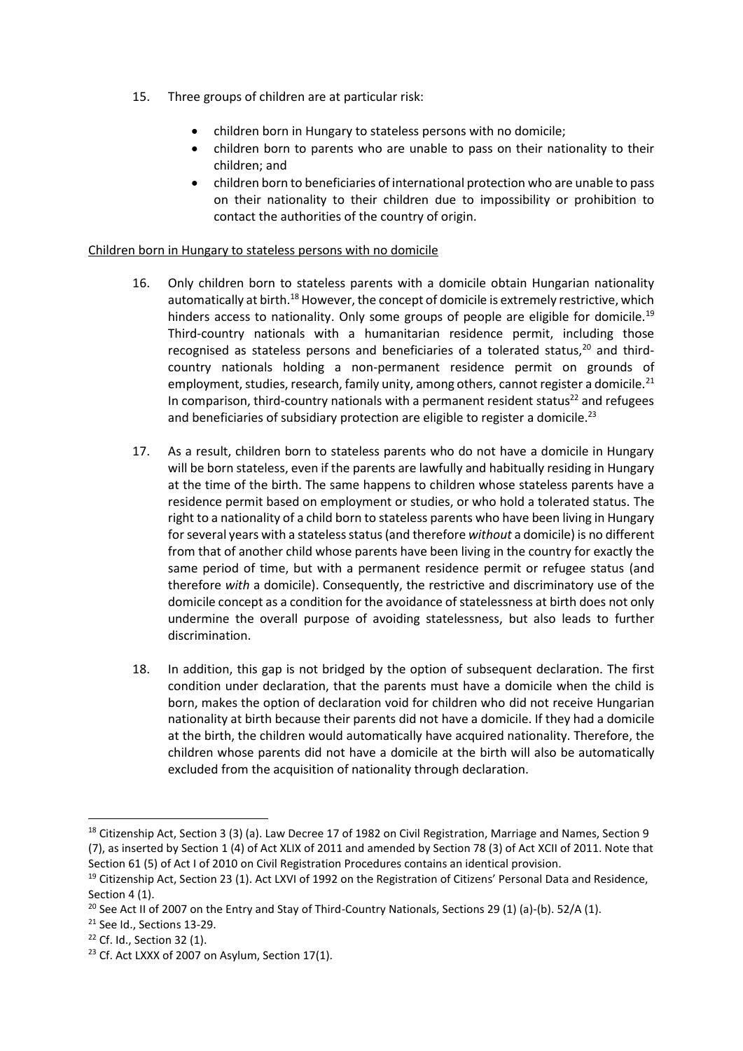15. Three groups of children are at particular risk:

    - children born in Hungary to stateless persons with no domicile;
    - children born to parents who are unable to pass on their nationality to their children; and
    - children born to beneficiaries of international protection who are unable to pass on their nationality to their children due to impossibility or prohibition to contact the authorities of the country of origin.

Children born in Hungary to stateless persons with no domicile

16. Only children born to stateless parents with a domicile obtain Hungarian nationality automatically at birth.[18] However, the concept of domicile is extremely restrictive, which hinders access to nationality. Only some groups of people are eligible for domicile.[19] Third-country nationals with a humanitarian residence permit, including those recognised as stateless persons and beneficiaries of a tolerated status,[20] and third-country nationals holding a non-permanent residence permit on grounds of employment, studies, research, family unity, among others, cannot register a domicile.[21] In comparison, third-country nationals with a permanent resident status[22] and refugees and beneficiaries of subsidiary protection are eligible to register a domicile.[23]

17. As a result, children born to stateless parents who do not have a domicile in Hungary will be born stateless, even if the parents are lawfully and habitually residing in Hungary at the time of the birth. The same happens to children whose stateless parents have a residence permit based on employment or studies, or who hold a tolerated status. The right to a nationality of a child born to stateless parents who have been living in Hungary for several years with a stateless status (and therefore *without* a domicile) is no different from that of another child whose parents have been living in the country for exactly the same period of time, but with a permanent residence permit or refugee status (and therefore *with* a domicile). Consequently, the restrictive and discriminatory use of the domicile concept as a condition for the avoidance of statelessness at birth does not only undermine the overall purpose of avoiding statelessness, but also leads to further discrimination.

18. In addition, this gap is not bridged by the option of subsequent declaration. The first condition under declaration, that the parents must have a domicile when the child is born, makes the option of declaration void for children who did not receive Hungarian nationality at birth because their parents did not have a domicile. If they had a domicile at the birth, the children would automatically have acquired nationality. Therefore, the children whose parents did not have a domicile at the birth will also be automatically excluded from the acquisition of nationality through declaration.

---

[18] Citizenship Act, Section 3 (3) (a). Law Decree 17 of 1982 on Civil Registration, Marriage and Names, Section 9 (7), as inserted by Section 1 (4) of Act XLIX of 2011 and amended by Section 78 (3) of Act XCII of 2011. Note that Section 61 (5) of Act I of 2010 on Civil Registration Procedures contains an identical provision.

[19] Citizenship Act, Section 23 (1). Act LXVI of 1992 on the Registration of Citizens' Personal Data and Residence, Section 4 (1).

[20] See Act II of 2007 on the Entry and Stay of Third-Country Nationals, Sections 29 (1) (a)-(b). 52/A (1).

[21] See Id., Sections 13-29.

[22] Cf. Id., Section 32 (1).

[23] Cf. Act LXXX of 2007 on Asylum, Section 17(1).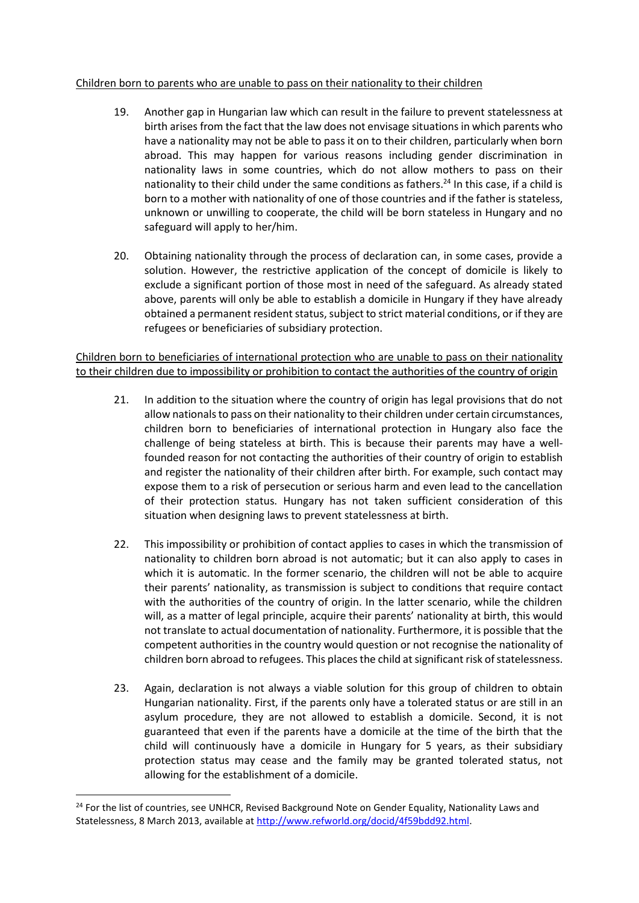Children born to parents who are unable to pass on their nationality to their children

19. Another gap in Hungarian law which can result in the failure to prevent statelessness at birth arises from the fact that the law does not envisage situations in which parents who have a nationality may not be able to pass it on to their children, particularly when born abroad. This may happen for various reasons including gender discrimination in nationality laws in some countries, which do not allow mothers to pass on their nationality to their child under the same conditions as fathers.[24] In this case, if a child is born to a mother with nationality of one of those countries and if the father is stateless, unknown or unwilling to cooperate, the child will be born stateless in Hungary and no safeguard will apply to her/him.

20. Obtaining nationality through the process of declaration can, in some cases, provide a solution. However, the restrictive application of the concept of domicile is likely to exclude a significant portion of those most in need of the safeguard. As already stated above, parents will only be able to establish a domicile in Hungary if they have already obtained a permanent resident status, subject to strict material conditions, or if they are refugees or beneficiaries of subsidiary protection.

Children born to beneficiaries of international protection who are unable to pass on their nationality to their children due to impossibility or prohibition to contact the authorities of the country of origin

21. In addition to the situation where the country of origin has legal provisions that do not allow nationals to pass on their nationality to their children under certain circumstances, children born to beneficiaries of international protection in Hungary also face the challenge of being stateless at birth. This is because their parents may have a well-founded reason for not contacting the authorities of their country of origin to establish and register the nationality of their children after birth. For example, such contact may expose them to a risk of persecution or serious harm and even lead to the cancellation of their protection status. Hungary has not taken sufficient consideration of this situation when designing laws to prevent statelessness at birth.

22. This impossibility or prohibition of contact applies to cases in which the transmission of nationality to children born abroad is not automatic; but it can also apply to cases in which it is automatic. In the former scenario, the children will not be able to acquire their parents' nationality, as transmission is subject to conditions that require contact with the authorities of the country of origin. In the latter scenario, while the children will, as a matter of legal principle, acquire their parents' nationality at birth, this would not translate to actual documentation of nationality. Furthermore, it is possible that the competent authorities in the country would question or not recognise the nationality of children born abroad to refugees. This places the child at significant risk of statelessness.

23. Again, declaration is not always a viable solution for this group of children to obtain Hungarian nationality. First, if the parents only have a tolerated status or are still in an asylum procedure, they are not allowed to establish a domicile. Second, it is not guaranteed that even if the parents have a domicile at the time of the birth that the child will continuously have a domicile in Hungary for 5 years, as their subsidiary protection status may cease and the family may be granted tolerated status, not allowing for the establishment of a domicile.

---

[24] For the list of countries, see UNHCR, Revised Background Note on Gender Equality, Nationality Laws and Statelessness, 8 March 2013, available at http://www.refworld.org/docid/4f59bdd92.html.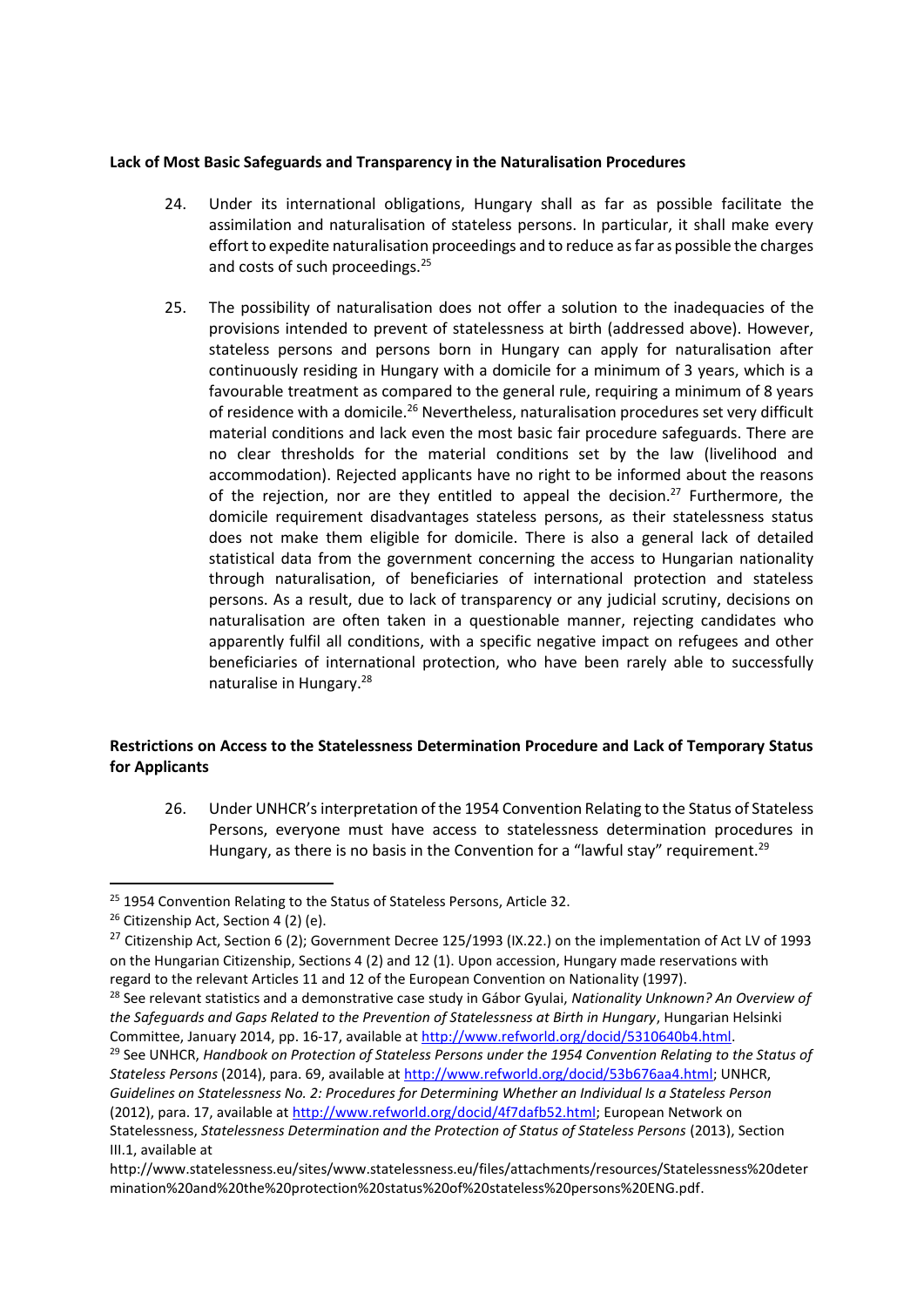**Lack of Most Basic Safeguards and Transparency in the Naturalisation Procedures**

24. Under its international obligations, Hungary shall as far as possible facilitate the assimilation and naturalisation of stateless persons. In particular, it shall make every effort to expedite naturalisation proceedings and to reduce as far as possible the charges and costs of such proceedings.[25]

25. The possibility of naturalisation does not offer a solution to the inadequacies of the provisions intended to prevent of statelessness at birth (addressed above). However, stateless persons and persons born in Hungary can apply for naturalisation after continuously residing in Hungary with a domicile for a minimum of 3 years, which is a favourable treatment as compared to the general rule, requiring a minimum of 8 years of residence with a domicile.[26] Nevertheless, naturalisation procedures set very difficult material conditions and lack even the most basic fair procedure safeguards. There are no clear thresholds for the material conditions set by the law (livelihood and accommodation). Rejected applicants have no right to be informed about the reasons of the rejection, nor are they entitled to appeal the decision.[27] Furthermore, the domicile requirement disadvantages stateless persons, as their statelessness status does not make them eligible for domicile. There is also a general lack of detailed statistical data from the government concerning the access to Hungarian nationality through naturalisation, of beneficiaries of international protection and stateless persons. As a result, due to lack of transparency or any judicial scrutiny, decisions on naturalisation are often taken in a questionable manner, rejecting candidates who apparently fulfil all conditions, with a specific negative impact on refugees and other beneficiaries of international protection, who have been rarely able to successfully naturalise in Hungary.[28]

**Restrictions on Access to the Statelessness Determination Procedure and Lack of Temporary Status for Applicants**

26. Under UNHCR's interpretation of the 1954 Convention Relating to the Status of Stateless Persons, everyone must have access to statelessness determination procedures in Hungary, as there is no basis in the Convention for a "lawful stay" requirement.[29]

---

[25] 1954 Convention Relating to the Status of Stateless Persons, Article 32.

[26] Citizenship Act, Section 4 (2) (e).

[27] Citizenship Act, Section 6 (2); Government Decree 125/1993 (IX.22.) on the implementation of Act LV of 1993 on the Hungarian Citizenship, Sections 4 (2) and 12 (1). Upon accession, Hungary made reservations with regard to the relevant Articles 11 and 12 of the European Convention on Nationality (1997).

[28] See relevant statistics and a demonstrative case study in Gábor Gyulai, *Nationality Unknown? An Overview of the Safeguards and Gaps Related to the Prevention of Statelessness at Birth in Hungary*, Hungarian Helsinki Committee, January 2014, pp. 16-17, available at http://www.refworld.org/docid/5310640b4.html.

[29] See UNHCR, *Handbook on Protection of Stateless Persons under the 1954 Convention Relating to the Status of Stateless Persons* (2014), para. 69, available at http://www.refworld.org/docid/53b676aa4.html; UNHCR, *Guidelines on Statelessness No. 2: Procedures for Determining Whether an Individual Is a Stateless Person* (2012), para. 17, available at http://www.refworld.org/docid/4f7dafb52.html; European Network on Statelessness, *Statelessness Determination and the Protection of Status of Stateless Persons* (2013), Section III.1, available at http://www.statelessness.eu/sites/www.statelessness.eu/files/attachments/resources/Statelessness%20determination%20and%20the%20protection%20status%20of%20stateless%20persons%20ENG.pdf.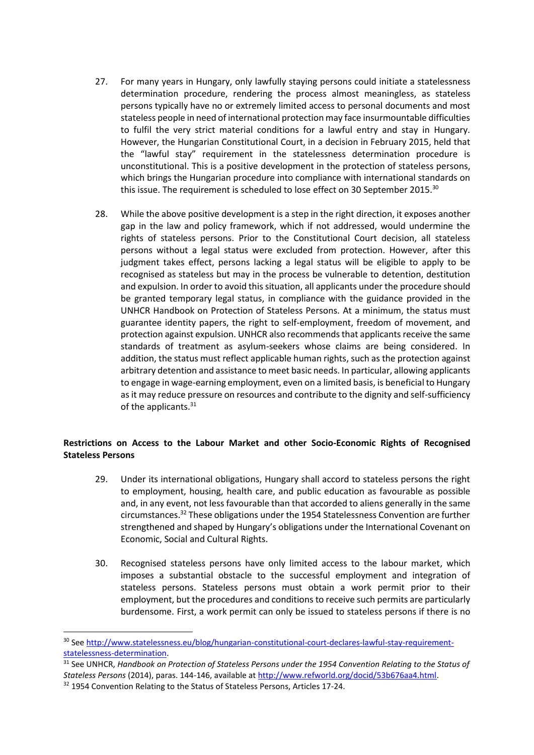27. For many years in Hungary, only lawfully staying persons could initiate a statelessness determination procedure, rendering the process almost meaningless, as stateless persons typically have no or extremely limited access to personal documents and most stateless people in need of international protection may face insurmountable difficulties to fulfil the very strict material conditions for a lawful entry and stay in Hungary. However, the Hungarian Constitutional Court, in a decision in February 2015, held that the "lawful stay" requirement in the statelessness determination procedure is unconstitutional. This is a positive development in the protection of stateless persons, which brings the Hungarian procedure into compliance with international standards on this issue. The requirement is scheduled to lose effect on 30 September 2015.[30]

28. While the above positive development is a step in the right direction, it exposes another gap in the law and policy framework, which if not addressed, would undermine the rights of stateless persons. Prior to the Constitutional Court decision, all stateless persons without a legal status were excluded from protection. However, after this judgment takes effect, persons lacking a legal status will be eligible to apply to be recognised as stateless but may in the process be vulnerable to detention, destitution and expulsion. In order to avoid this situation, all applicants under the procedure should be granted temporary legal status, in compliance with the guidance provided in the UNHCR Handbook on Protection of Stateless Persons. At a minimum, the status must guarantee identity papers, the right to self-employment, freedom of movement, and protection against expulsion. UNHCR also recommends that applicants receive the same standards of treatment as asylum-seekers whose claims are being considered. In addition, the status must reflect applicable human rights, such as the protection against arbitrary detention and assistance to meet basic needs. In particular, allowing applicants to engage in wage-earning employment, even on a limited basis, is beneficial to Hungary as it may reduce pressure on resources and contribute to the dignity and self-sufficiency of the applicants.[31]

**Restrictions on Access to the Labour Market and other Socio-Economic Rights of Recognised Stateless Persons**

29. Under its international obligations, Hungary shall accord to stateless persons the right to employment, housing, health care, and public education as favourable as possible and, in any event, not less favourable than that accorded to aliens generally in the same circumstances.[32] These obligations under the 1954 Statelessness Convention are further strengthened and shaped by Hungary's obligations under the International Covenant on Economic, Social and Cultural Rights.

30. Recognised stateless persons have only limited access to the labour market, which imposes a substantial obstacle to the successful employment and integration of stateless persons. Stateless persons must obtain a work permit prior to their employment, but the procedures and conditions to receive such permits are particularly burdensome. First, a work permit can only be issued to stateless persons if there is no

---

[30] See http://www.statelessness.eu/blog/hungarian-constitutional-court-declares-lawful-stay-requirement-statelessness-determination.

[31] See UNHCR, *Handbook on Protection of Stateless Persons under the 1954 Convention Relating to the Status of Stateless Persons* (2014), paras. 144-146, available at http://www.refworld.org/docid/53b676aa4.html.

[32] 1954 Convention Relating to the Status of Stateless Persons, Articles 17-24.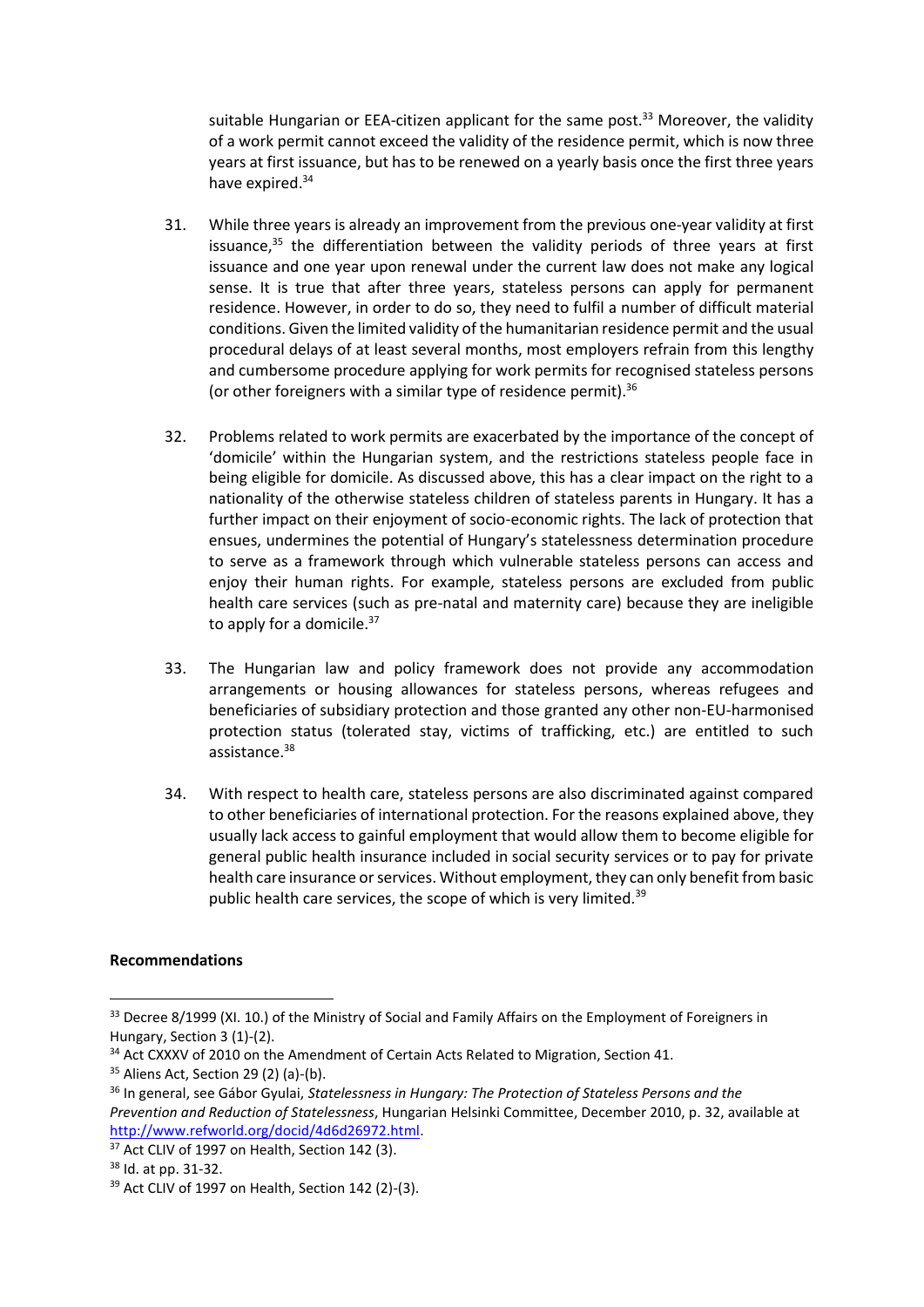suitable Hungarian or EEA-citizen applicant for the same post.[33] Moreover, the validity of a work permit cannot exceed the validity of the residence permit, which is now three years at first issuance, but has to be renewed on a yearly basis once the first three years have expired.[34]

31. While three years is already an improvement from the previous one-year validity at first issuance,[35] the differentiation between the validity periods of three years at first issuance and one year upon renewal under the current law does not make any logical sense. It is true that after three years, stateless persons can apply for permanent residence. However, in order to do so, they need to fulfil a number of difficult material conditions. Given the limited validity of the humanitarian residence permit and the usual procedural delays of at least several months, most employers refrain from this lengthy and cumbersome procedure applying for work permits for recognised stateless persons (or other foreigners with a similar type of residence permit).[36]

32. Problems related to work permits are exacerbated by the importance of the concept of 'domicile' within the Hungarian system, and the restrictions stateless people face in being eligible for domicile. As discussed above, this has a clear impact on the right to a nationality of the otherwise stateless children of stateless parents in Hungary. It has a further impact on their enjoyment of socio-economic rights. The lack of protection that ensues, undermines the potential of Hungary's statelessness determination procedure to serve as a framework through which vulnerable stateless persons can access and enjoy their human rights. For example, stateless persons are excluded from public health care services (such as pre-natal and maternity care) because they are ineligible to apply for a domicile.[37]

33. The Hungarian law and policy framework does not provide any accommodation arrangements or housing allowances for stateless persons, whereas refugees and beneficiaries of subsidiary protection and those granted any other non-EU-harmonised protection status (tolerated stay, victims of trafficking, etc.) are entitled to such assistance.[38]

34. With respect to health care, stateless persons are also discriminated against compared to other beneficiaries of international protection. For the reasons explained above, they usually lack access to gainful employment that would allow them to become eligible for general public health insurance included in social security services or to pay for private health care insurance or services. Without employment, they can only benefit from basic public health care services, the scope of which is very limited.[39]

**Recommendations**

---

[33] Decree 8/1999 (XI. 10.) of the Ministry of Social and Family Affairs on the Employment of Foreigners in Hungary, Section 3 (1)-(2).

[34] Act CXXXV of 2010 on the Amendment of Certain Acts Related to Migration, Section 41.

[35] Aliens Act, Section 29 (2) (a)-(b).

[36] In general, see Gábor Gyulai, *Statelessness in Hungary: The Protection of Stateless Persons and the Prevention and Reduction of Statelessness*, Hungarian Helsinki Committee, December 2010, p. 32, available at http://www.refworld.org/docid/4d6d26972.html.

[37] Act CLIV of 1997 on Health, Section 142 (3).

[38] Id. at pp. 31-32.

[39] Act CLIV of 1997 on Health, Section 142 (2)-(3).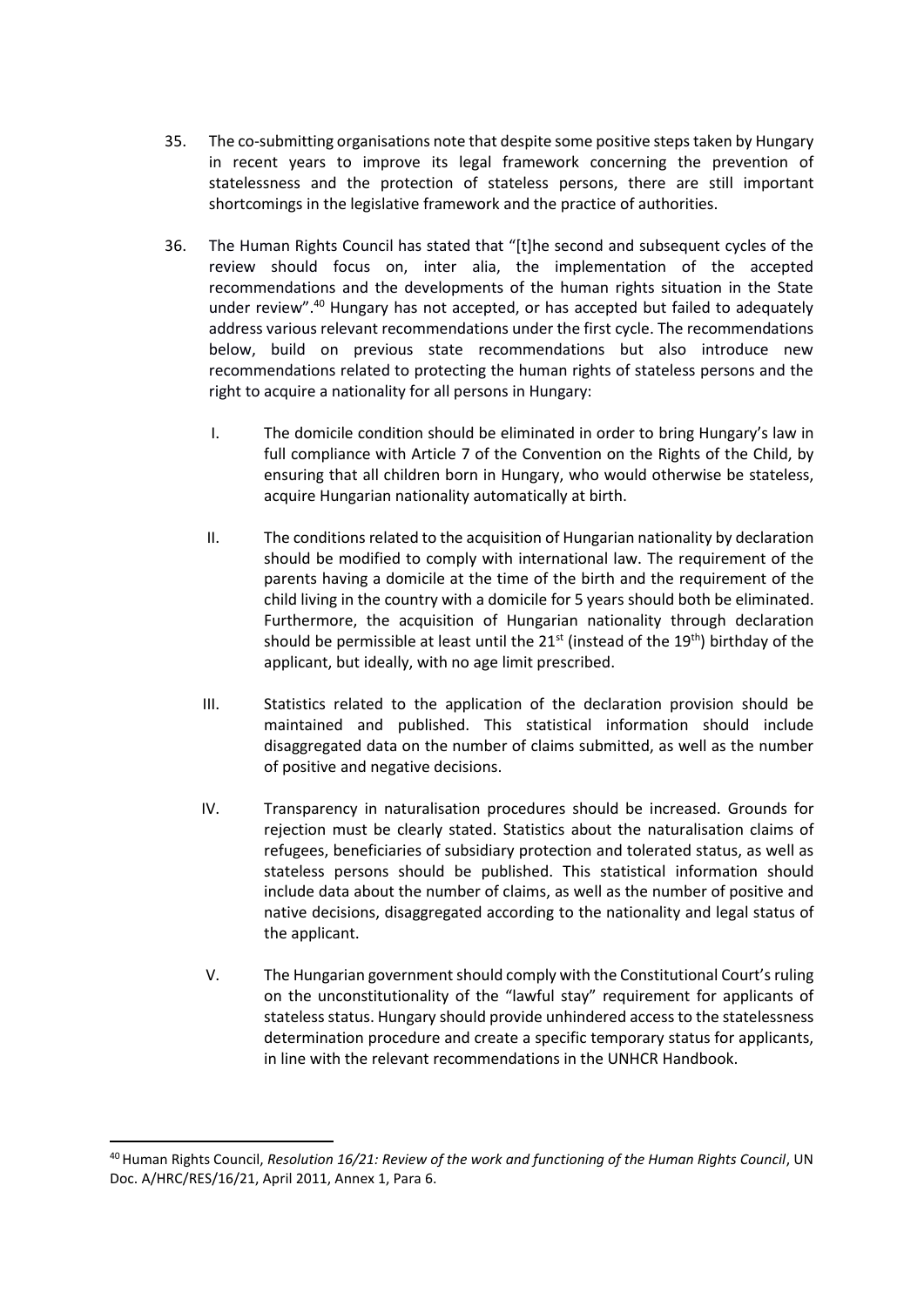35. The co-submitting organisations note that despite some positive steps taken by Hungary in recent years to improve its legal framework concerning the prevention of statelessness and the protection of stateless persons, there are still important shortcomings in the legislative framework and the practice of authorities.

36. The Human Rights Council has stated that "[t]he second and subsequent cycles of the review should focus on, inter alia, the implementation of the accepted recommendations and the developments of the human rights situation in the State under review".[40] Hungary has not accepted, or has accepted but failed to adequately address various relevant recommendations under the first cycle. The recommendations below, build on previous state recommendations but also introduce new recommendations related to protecting the human rights of stateless persons and the right to acquire a nationality for all persons in Hungary:

    I. The domicile condition should be eliminated in order to bring Hungary's law in full compliance with Article 7 of the Convention on the Rights of the Child, by ensuring that all children born in Hungary, who would otherwise be stateless, acquire Hungarian nationality automatically at birth.

    II. The conditions related to the acquisition of Hungarian nationality by declaration should be modified to comply with international law. The requirement of the parents having a domicile at the time of the birth and the requirement of the child living in the country with a domicile for 5 years should both be eliminated. Furthermore, the acquisition of Hungarian nationality through declaration should be permissible at least until the 21st (instead of the 19th) birthday of the applicant, but ideally, with no age limit prescribed.

    III. Statistics related to the application of the declaration provision should be maintained and published. This statistical information should include disaggregated data on the number of claims submitted, as well as the number of positive and negative decisions.

    IV. Transparency in naturalisation procedures should be increased. Grounds for rejection must be clearly stated. Statistics about the naturalisation claims of refugees, beneficiaries of subsidiary protection and tolerated status, as well as stateless persons should be published. This statistical information should include data about the number of claims, as well as the number of positive and native decisions, disaggregated according to the nationality and legal status of the applicant.

    V. The Hungarian government should comply with the Constitutional Court's ruling on the unconstitutionality of the "lawful stay" requirement for applicants of stateless status. Hungary should provide unhindered access to the statelessness determination procedure and create a specific temporary status for applicants, in line with the relevant recommendations in the UNHCR Handbook.

[40] Human Rights Council, *Resolution 16/21: Review of the work and functioning of the Human Rights Council*, UN Doc. A/HRC/RES/16/21, April 2011, Annex 1, Para 6.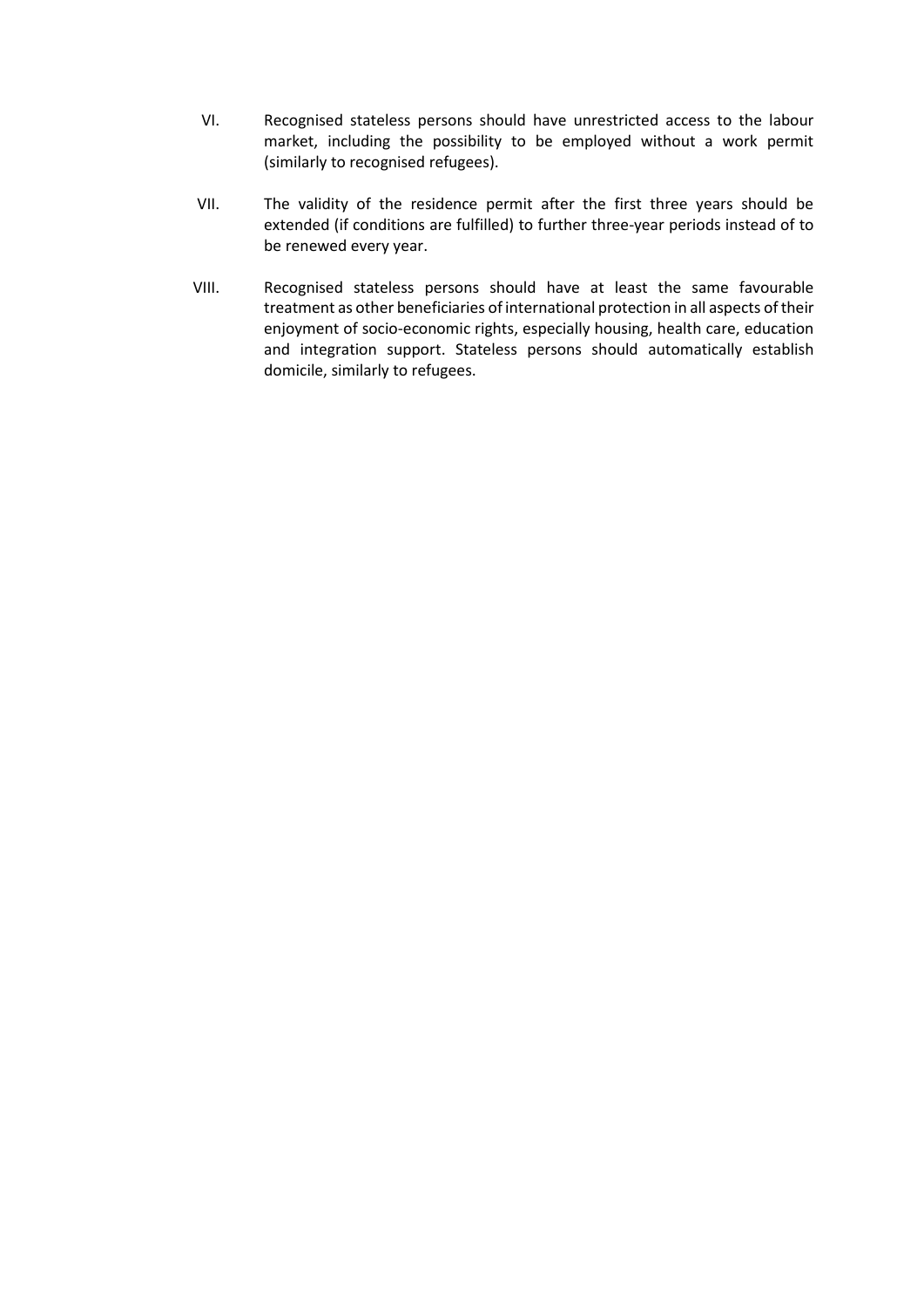VI. Recognised stateless persons should have unrestricted access to the labour market, including the possibility to be employed without a work permit (similarly to recognised refugees).

VII. The validity of the residence permit after the first three years should be extended (if conditions are fulfilled) to further three-year periods instead of to be renewed every year.

VIII. Recognised stateless persons should have at least the same favourable treatment as other beneficiaries of international protection in all aspects of their enjoyment of socio-economic rights, especially housing, health care, education and integration support. Stateless persons should automatically establish domicile, similarly to refugees.